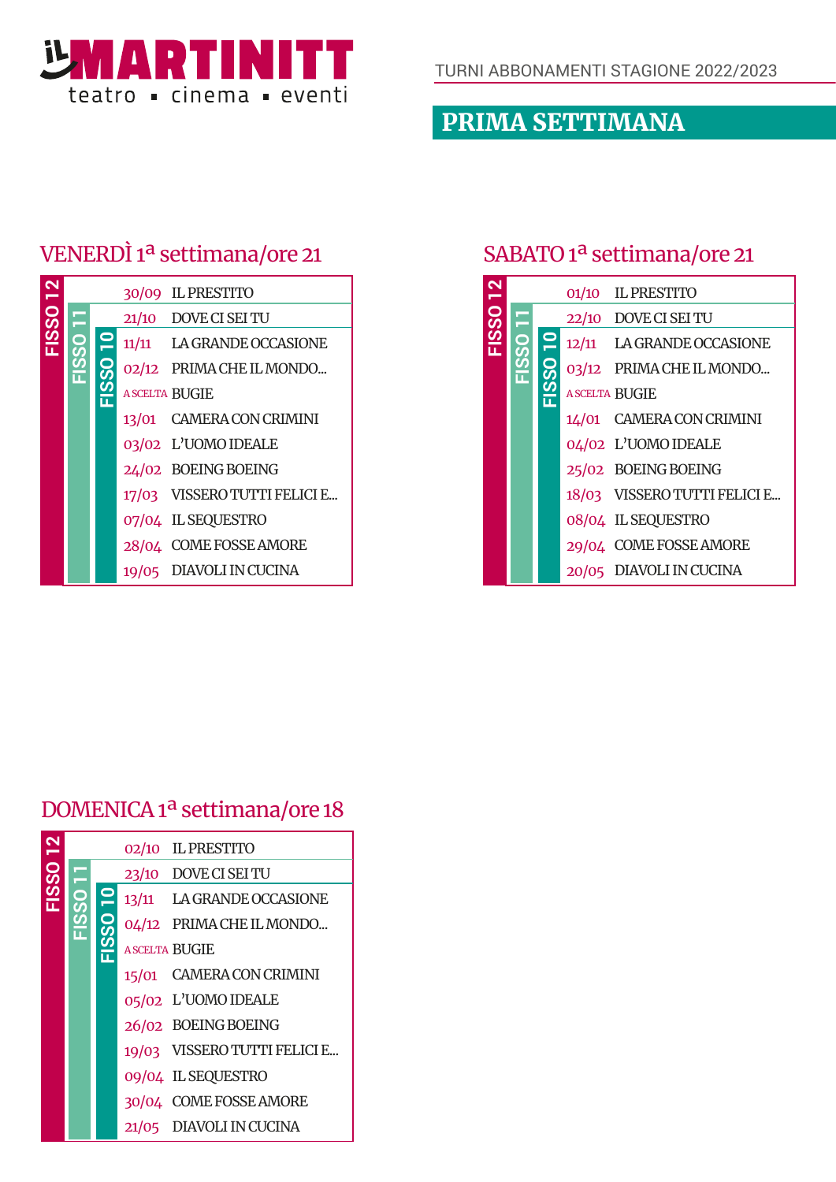# il MARTINITT

teatro ▪ cinema ▪ eventi

TURNI ABBONAMENTI STAGIONE 2022/2023

## PRIMA SETTIMANA

### VENERDÌ 1ª settimana/ore 21

| Turni | Data | Spettacolo |
|---|---|---|
| FISSO 12 | 30/09 | IL PRESTITO |
| FISSO 12, FISSO 11 | 21/10 | DOVE CI SEI TU |
| FISSO 12, FISSO 11, FISSO 10 | 11/11 | LA GRANDE OCCASIONE |
| FISSO 12, FISSO 11, FISSO 10 | 02/12 | PRIMA CHE IL MONDO... |
| FISSO 12, FISSO 11, FISSO 10 | A SCELTA | BUGIE |
| FISSO 12, FISSO 11, FISSO 10 | 13/01 | CAMERA CON CRIMINI |
| FISSO 12, FISSO 11, FISSO 10 | 03/02 | L'UOMO IDEALE |
| FISSO 12, FISSO 11, FISSO 10 | 24/02 | BOEING BOEING |
| FISSO 12, FISSO 11, FISSO 10 | 17/03 | VISSERO TUTTI FELICI E... |
| FISSO 12, FISSO 11, FISSO 10 | 07/04 | IL SEQUESTRO |
| FISSO 12, FISSO 11, FISSO 10 | 28/04 | COME FOSSE AMORE |
| FISSO 12, FISSO 11, FISSO 10 | 19/05 | DIAVOLI IN CUCINA |

### SABATO 1ª settimana/ore 21

| Turni | Data | Spettacolo |
|---|---|---|
| FISSO 12 | 01/10 | IL PRESTITO |
| FISSO 12, FISSO 11 | 22/10 | DOVE CI SEI TU |
| FISSO 12, FISSO 11, FISSO 10 | 12/11 | LA GRANDE OCCASIONE |
| FISSO 12, FISSO 11, FISSO 10 | 03/12 | PRIMA CHE IL MONDO... |
| FISSO 12, FISSO 11, FISSO 10 | A SCELTA | BUGIE |
| FISSO 12, FISSO 11, FISSO 10 | 14/01 | CAMERA CON CRIMINI |
| FISSO 12, FISSO 11, FISSO 10 | 04/02 | L'UOMO IDEALE |
| FISSO 12, FISSO 11, FISSO 10 | 25/02 | BOEING BOEING |
| FISSO 12, FISSO 11, FISSO 10 | 18/03 | VISSERO TUTTI FELICI E... |
| FISSO 12, FISSO 11, FISSO 10 | 08/04 | IL SEQUESTRO |
| FISSO 12, FISSO 11, FISSO 10 | 29/04 | COME FOSSE AMORE |
| FISSO 12, FISSO 11, FISSO 10 | 20/05 | DIAVOLI IN CUCINA |

### DOMENICA 1ª settimana/ore 18

| Turni | Data | Spettacolo |
|---|---|---|
| FISSO 12 | 02/10 | IL PRESTITO |
| FISSO 12, FISSO 11 | 23/10 | DOVE CI SEI TU |
| FISSO 12, FISSO 11, FISSO 10 | 13/11 | LA GRANDE OCCASIONE |
| FISSO 12, FISSO 11, FISSO 10 | 04/12 | PRIMA CHE IL MONDO... |
| FISSO 12, FISSO 11, FISSO 10 | A SCELTA | BUGIE |
| FISSO 12, FISSO 11, FISSO 10 | 15/01 | CAMERA CON CRIMINI |
| FISSO 12, FISSO 11, FISSO 10 | 05/02 | L'UOMO IDEALE |
| FISSO 12, FISSO 11, FISSO 10 | 26/02 | BOEING BOEING |
| FISSO 12, FISSO 11, FISSO 10 | 19/03 | VISSERO TUTTI FELICI E... |
| FISSO 12, FISSO 11, FISSO 10 | 09/04 | IL SEQUESTRO |
| FISSO 12, FISSO 11, FISSO 10 | 30/04 | COME FOSSE AMORE |
| FISSO 12, FISSO 11, FISSO 10 | 21/05 | DIAVOLI IN CUCINA |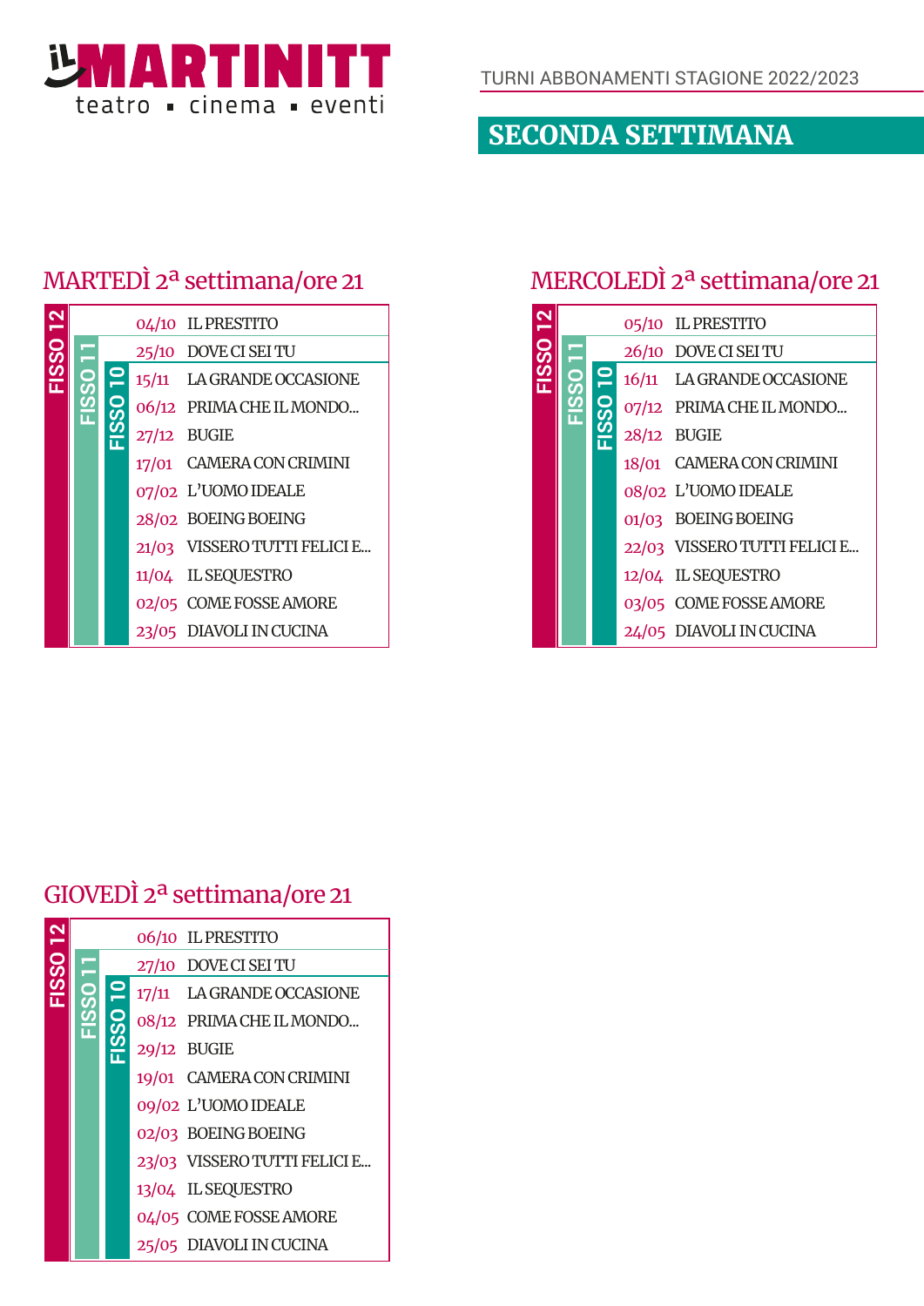**IL MARTINITT** teatro ▪ cinema ▪ eventi

TURNI ABBONAMENTI STAGIONE 2022/2023

## SECONDA SETTIMANA

### MARTEDÌ 2ª settimana/ore 21

| Turno | Data | Spettacolo |
|---|---|---|
| FISSO 12 | 04/10 | IL PRESTITO |
| FISSO 12, FISSO 11 | 25/10 | DOVE CI SEI TU |
| FISSO 12, FISSO 11, FISSO 10 | 15/11 | LA GRANDE OCCASIONE |
| FISSO 12, FISSO 11, FISSO 10 | 06/12 | PRIMA CHE IL MONDO... |
| FISSO 12, FISSO 11, FISSO 10 | 27/12 | BUGIE |
| FISSO 12, FISSO 11, FISSO 10 | 17/01 | CAMERA CON CRIMINI |
| FISSO 12, FISSO 11, FISSO 10 | 07/02 | L'UOMO IDEALE |
| FISSO 12, FISSO 11, FISSO 10 | 28/02 | BOEING BOEING |
| FISSO 12, FISSO 11, FISSO 10 | 21/03 | VISSERO TUTTI FELICI E... |
| FISSO 12, FISSO 11, FISSO 10 | 11/04 | IL SEQUESTRO |
| FISSO 12, FISSO 11, FISSO 10 | 02/05 | COME FOSSE AMORE |
| FISSO 12, FISSO 11, FISSO 10 | 23/05 | DIAVOLI IN CUCINA |

### MERCOLEDÌ 2ª settimana/ore 21

| Turno | Data | Spettacolo |
|---|---|---|
| FISSO 12 | 05/10 | IL PRESTITO |
| FISSO 12, FISSO 11 | 26/10 | DOVE CI SEI TU |
| FISSO 12, FISSO 11, FISSO 10 | 16/11 | LA GRANDE OCCASIONE |
| FISSO 12, FISSO 11, FISSO 10 | 07/12 | PRIMA CHE IL MONDO... |
| FISSO 12, FISSO 11, FISSO 10 | 28/12 | BUGIE |
| FISSO 12, FISSO 11, FISSO 10 | 18/01 | CAMERA CON CRIMINI |
| FISSO 12, FISSO 11, FISSO 10 | 08/02 | L'UOMO IDEALE |
| FISSO 12, FISSO 11, FISSO 10 | 01/03 | BOEING BOEING |
| FISSO 12, FISSO 11, FISSO 10 | 22/03 | VISSERO TUTTI FELICI E... |
| FISSO 12, FISSO 11, FISSO 10 | 12/04 | IL SEQUESTRO |
| FISSO 12, FISSO 11, FISSO 10 | 03/05 | COME FOSSE AMORE |
| FISSO 12, FISSO 11, FISSO 10 | 24/05 | DIAVOLI IN CUCINA |

### GIOVEDÌ 2ª settimana/ore 21

| Turno | Data | Spettacolo |
|---|---|---|
| FISSO 12 | 06/10 | IL PRESTITO |
| FISSO 12, FISSO 11 | 27/10 | DOVE CI SEI TU |
| FISSO 12, FISSO 11, FISSO 10 | 17/11 | LA GRANDE OCCASIONE |
| FISSO 12, FISSO 11, FISSO 10 | 08/12 | PRIMA CHE IL MONDO... |
| FISSO 12, FISSO 11, FISSO 10 | 29/12 | BUGIE |
| FISSO 12, FISSO 11, FISSO 10 | 19/01 | CAMERA CON CRIMINI |
| FISSO 12, FISSO 11, FISSO 10 | 09/02 | L'UOMO IDEALE |
| FISSO 12, FISSO 11, FISSO 10 | 02/03 | BOEING BOEING |
| FISSO 12, FISSO 11, FISSO 10 | 23/03 | VISSERO TUTTI FELICI E... |
| FISSO 12, FISSO 11, FISSO 10 | 13/04 | IL SEQUESTRO |
| FISSO 12, FISSO 11, FISSO 10 | 04/05 | COME FOSSE AMORE |
| FISSO 12, FISSO 11, FISSO 10 | 25/05 | DIAVOLI IN CUCINA |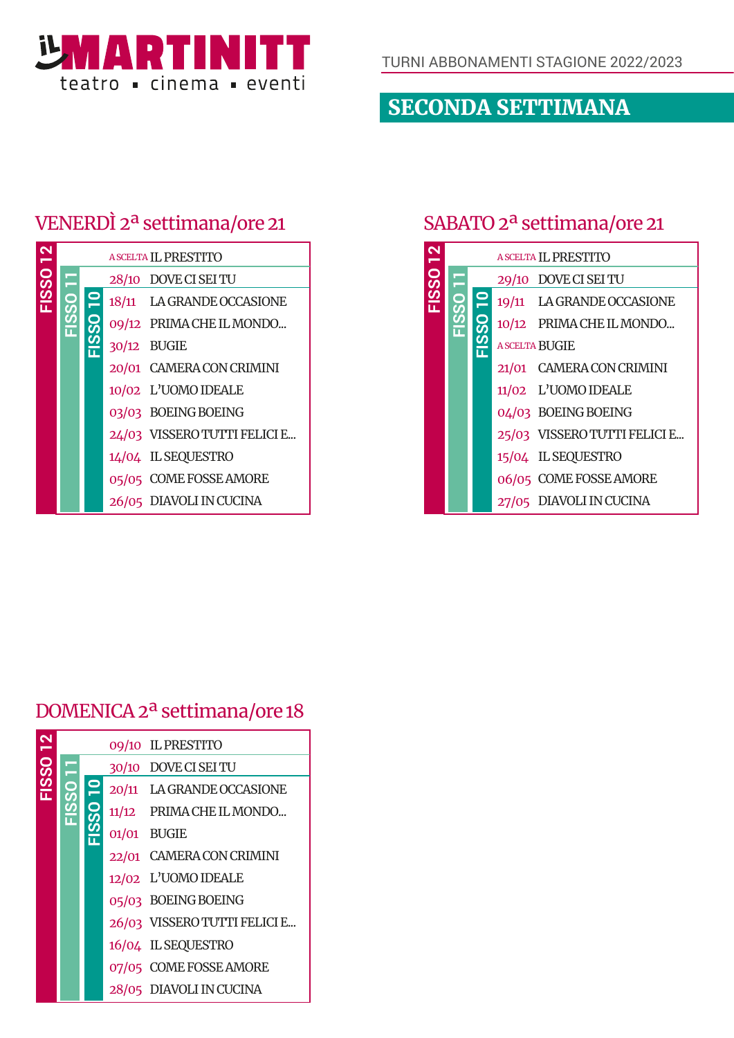TURNI ABBONAMENTI STAGIONE 2022/2023

## SECONDA SETTIMANA

### VENERDÌ 2ª settimana/ore 21

| Turno | Data | Spettacolo |
|---|---|---|
| FISSO 12 | A SCELTA | IL PRESTITO |
| FISSO 12, FISSO 11 | 28/10 | DOVE CI SEI TU |
| FISSO 12, FISSO 11, FISSO 10 | 18/11 | LA GRANDE OCCASIONE |
| FISSO 12, FISSO 11, FISSO 10 | 09/12 | PRIMA CHE IL MONDO... |
| FISSO 12, FISSO 11, FISSO 10 | 30/12 | BUGIE |
| FISSO 12, FISSO 11, FISSO 10 | 20/01 | CAMERA CON CRIMINI |
| FISSO 12, FISSO 11, FISSO 10 | 10/02 | L'UOMO IDEALE |
| FISSO 12, FISSO 11, FISSO 10 | 03/03 | BOEING BOEING |
| FISSO 12, FISSO 11, FISSO 10 | 24/03 | VISSERO TUTTI FELICI E... |
| FISSO 12, FISSO 11, FISSO 10 | 14/04 | IL SEQUESTRO |
| FISSO 12, FISSO 11, FISSO 10 | 05/05 | COME FOSSE AMORE |
| FISSO 12, FISSO 11, FISSO 10 | 26/05 | DIAVOLI IN CUCINA |

### SABATO 2ª settimana/ore 21

| Turno | Data | Spettacolo |
|---|---|---|
| FISSO 12 | A SCELTA | IL PRESTITO |
| FISSO 12, FISSO 11 | 29/10 | DOVE CI SEI TU |
| FISSO 12, FISSO 11, FISSO 10 | 19/11 | LA GRANDE OCCASIONE |
| FISSO 12, FISSO 11, FISSO 10 | 10/12 | PRIMA CHE IL MONDO... |
| FISSO 12, FISSO 11, FISSO 10 | A SCELTA | BUGIE |
| FISSO 12, FISSO 11, FISSO 10 | 21/01 | CAMERA CON CRIMINI |
| FISSO 12, FISSO 11, FISSO 10 | 11/02 | L'UOMO IDEALE |
| FISSO 12, FISSO 11, FISSO 10 | 04/03 | BOEING BOEING |
| FISSO 12, FISSO 11, FISSO 10 | 25/03 | VISSERO TUTTI FELICI E... |
| FISSO 12, FISSO 11, FISSO 10 | 15/04 | IL SEQUESTRO |
| FISSO 12, FISSO 11, FISSO 10 | 06/05 | COME FOSSE AMORE |
| FISSO 12, FISSO 11, FISSO 10 | 27/05 | DIAVOLI IN CUCINA |

### DOMENICA 2ª settimana/ore 18

| Turno | Data | Spettacolo |
|---|---|---|
| FISSO 12 | 09/10 | IL PRESTITO |
| FISSO 12, FISSO 11 | 30/10 | DOVE CI SEI TU |
| FISSO 12, FISSO 11, FISSO 10 | 20/11 | LA GRANDE OCCASIONE |
| FISSO 12, FISSO 11, FISSO 10 | 11/12 | PRIMA CHE IL MONDO... |
| FISSO 12, FISSO 11, FISSO 10 | 01/01 | BUGIE |
| FISSO 12, FISSO 11, FISSO 10 | 22/01 | CAMERA CON CRIMINI |
| FISSO 12, FISSO 11, FISSO 10 | 12/02 | L'UOMO IDEALE |
| FISSO 12, FISSO 11, FISSO 10 | 05/03 | BOEING BOEING |
| FISSO 12, FISSO 11, FISSO 10 | 26/03 | VISSERO TUTTI FELICI E... |
| FISSO 12, FISSO 11, FISSO 10 | 16/04 | IL SEQUESTRO |
| FISSO 12, FISSO 11, FISSO 10 | 07/05 | COME FOSSE AMORE |
| FISSO 12, FISSO 11, FISSO 10 | 28/05 | DIAVOLI IN CUCINA |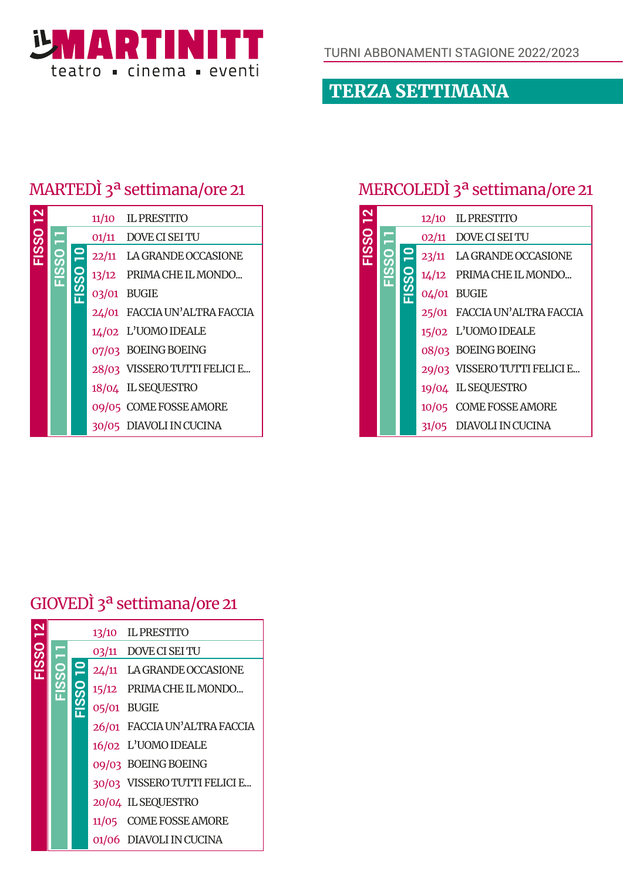# il MARTINITT
teatro ▪ cinema ▪ eventi

TURNI ABBONAMENTI STAGIONE 2022/2023

## TERZA SETTIMANA

### MARTEDÌ 3ª settimana/ore 21

| Turno | Data | Spettacolo |
|---|---|---|
| FISSO 12 | 11/10 | IL PRESTITO |
| FISSO 12, FISSO 11 | 01/11 | DOVE CI SEI TU |
| FISSO 12, FISSO 11, FISSO 10 | 22/11 | LA GRANDE OCCASIONE |
| FISSO 12, FISSO 11, FISSO 10 | 13/12 | PRIMA CHE IL MONDO... |
| FISSO 12, FISSO 11, FISSO 10 | 03/01 | BUGIE |
| FISSO 12, FISSO 11, FISSO 10 | 24/01 | FACCIA UN'ALTRA FACCIA |
| FISSO 12, FISSO 11, FISSO 10 | 14/02 | L'UOMO IDEALE |
| FISSO 12, FISSO 11, FISSO 10 | 07/03 | BOEING BOEING |
| FISSO 12, FISSO 11, FISSO 10 | 28/03 | VISSERO TUTTI FELICI E... |
| FISSO 12, FISSO 11, FISSO 10 | 18/04 | IL SEQUESTRO |
| FISSO 12, FISSO 11, FISSO 10 | 09/05 | COME FOSSE AMORE |
| FISSO 12, FISSO 11, FISSO 10 | 30/05 | DIAVOLI IN CUCINA |

### MERCOLEDÌ 3ª settimana/ore 21

| Turno | Data | Spettacolo |
|---|---|---|
| FISSO 12 | 12/10 | IL PRESTITO |
| FISSO 12, FISSO 11 | 02/11 | DOVE CI SEI TU |
| FISSO 12, FISSO 11, FISSO 10 | 23/11 | LA GRANDE OCCASIONE |
| FISSO 12, FISSO 11, FISSO 10 | 14/12 | PRIMA CHE IL MONDO... |
| FISSO 12, FISSO 11, FISSO 10 | 04/01 | BUGIE |
| FISSO 12, FISSO 11, FISSO 10 | 25/01 | FACCIA UN'ALTRA FACCIA |
| FISSO 12, FISSO 11, FISSO 10 | 15/02 | L'UOMO IDEALE |
| FISSO 12, FISSO 11, FISSO 10 | 08/03 | BOEING BOEING |
| FISSO 12, FISSO 11, FISSO 10 | 29/03 | VISSERO TUTTI FELICI E... |
| FISSO 12, FISSO 11, FISSO 10 | 19/04 | IL SEQUESTRO |
| FISSO 12, FISSO 11, FISSO 10 | 10/05 | COME FOSSE AMORE |
| FISSO 12, FISSO 11, FISSO 10 | 31/05 | DIAVOLI IN CUCINA |

### GIOVEDÌ 3ª settimana/ore 21

| Turno | Data | Spettacolo |
|---|---|---|
| FISSO 12 | 13/10 | IL PRESTITO |
| FISSO 12, FISSO 11 | 03/11 | DOVE CI SEI TU |
| FISSO 12, FISSO 11, FISSO 10 | 24/11 | LA GRANDE OCCASIONE |
| FISSO 12, FISSO 11, FISSO 10 | 15/12 | PRIMA CHE IL MONDO... |
| FISSO 12, FISSO 11, FISSO 10 | 05/01 | BUGIE |
| FISSO 12, FISSO 11, FISSO 10 | 26/01 | FACCIA UN'ALTRA FACCIA |
| FISSO 12, FISSO 11, FISSO 10 | 16/02 | L'UOMO IDEALE |
| FISSO 12, FISSO 11, FISSO 10 | 09/03 | BOEING BOEING |
| FISSO 12, FISSO 11, FISSO 10 | 30/03 | VISSERO TUTTI FELICI E... |
| FISSO 12, FISSO 11, FISSO 10 | 20/04 | IL SEQUESTRO |
| FISSO 12, FISSO 11, FISSO 10 | 11/05 | COME FOSSE AMORE |
| FISSO 12, FISSO 11, FISSO 10 | 01/06 | DIAVOLI IN CUCINA |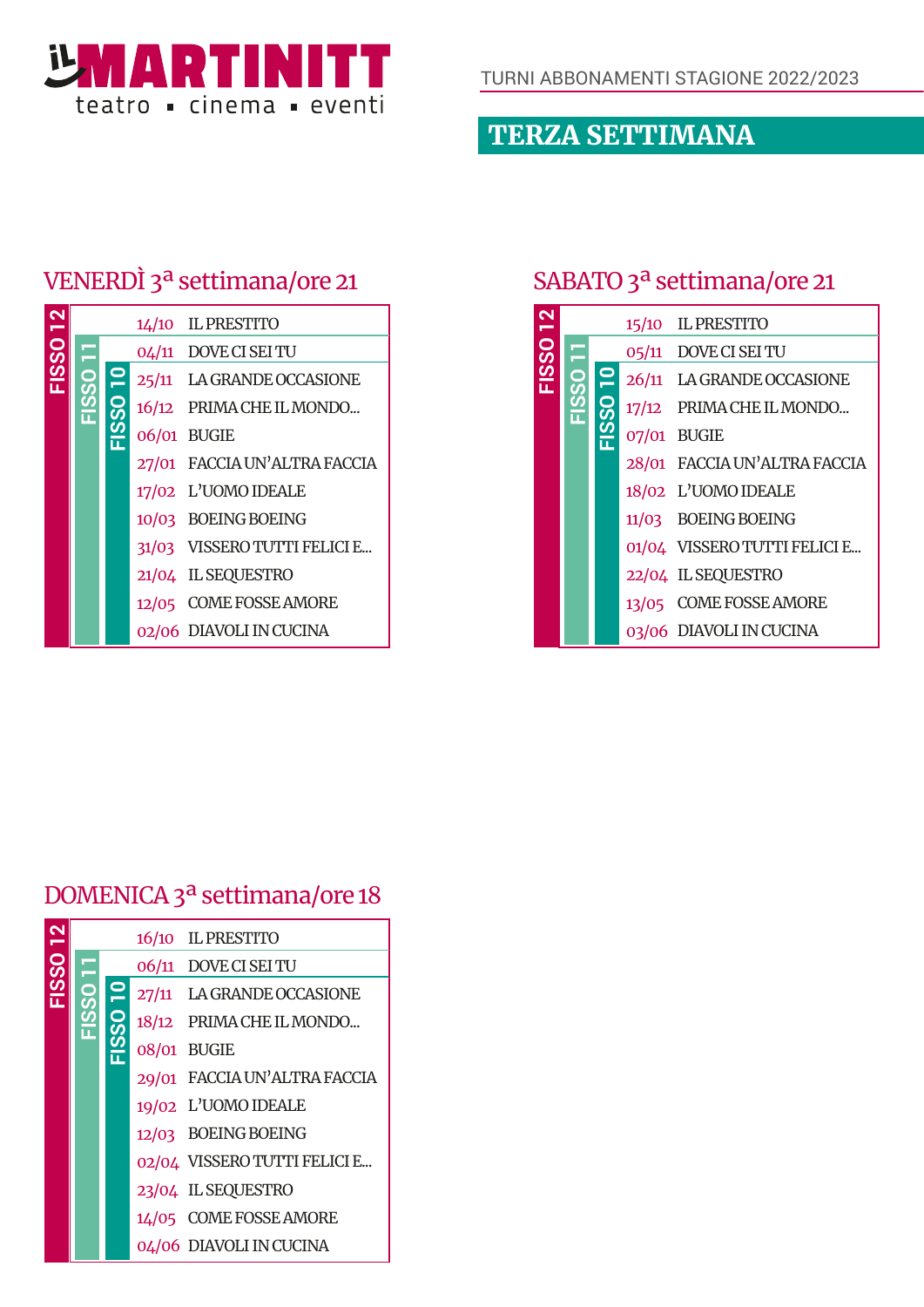**il MARTINITT**
teatro ▪ cinema ▪ eventi

TURNI ABBONAMENTI STAGIONE 2022/2023

## TERZA SETTIMANA

### VENERDÌ 3ª settimana/ore 21

| Turno | Data | Spettacolo |
|---|---|---|
| FISSO 12 | 14/10 | IL PRESTITO |
| FISSO 12, FISSO 11 | 04/11 | DOVE CI SEI TU |
| FISSO 12, FISSO 11, FISSO 10 | 25/11 | LA GRANDE OCCASIONE |
| FISSO 12, FISSO 11, FISSO 10 | 16/12 | PRIMA CHE IL MONDO... |
| FISSO 12, FISSO 11, FISSO 10 | 06/01 | BUGIE |
| FISSO 12, FISSO 11, FISSO 10 | 27/01 | FACCIA UN'ALTRA FACCIA |
| FISSO 12, FISSO 11, FISSO 10 | 17/02 | L'UOMO IDEALE |
| FISSO 12, FISSO 11, FISSO 10 | 10/03 | BOEING BOEING |
| FISSO 12, FISSO 11, FISSO 10 | 31/03 | VISSERO TUTTI FELICI E... |
| FISSO 12, FISSO 11, FISSO 10 | 21/04 | IL SEQUESTRO |
| FISSO 12, FISSO 11, FISSO 10 | 12/05 | COME FOSSE AMORE |
| FISSO 12, FISSO 11, FISSO 10 | 02/06 | DIAVOLI IN CUCINA |

### SABATO 3ª settimana/ore 21

| Turno | Data | Spettacolo |
|---|---|---|
| FISSO 12 | 15/10 | IL PRESTITO |
| FISSO 12, FISSO 11 | 05/11 | DOVE CI SEI TU |
| FISSO 12, FISSO 11, FISSO 10 | 26/11 | LA GRANDE OCCASIONE |
| FISSO 12, FISSO 11, FISSO 10 | 17/12 | PRIMA CHE IL MONDO... |
| FISSO 12, FISSO 11, FISSO 10 | 07/01 | BUGIE |
| FISSO 12, FISSO 11, FISSO 10 | 28/01 | FACCIA UN'ALTRA FACCIA |
| FISSO 12, FISSO 11, FISSO 10 | 18/02 | L'UOMO IDEALE |
| FISSO 12, FISSO 11, FISSO 10 | 11/03 | BOEING BOEING |
| FISSO 12, FISSO 11, FISSO 10 | 01/04 | VISSERO TUTTI FELICI E... |
| FISSO 12, FISSO 11, FISSO 10 | 22/04 | IL SEQUESTRO |
| FISSO 12, FISSO 11, FISSO 10 | 13/05 | COME FOSSE AMORE |
| FISSO 12, FISSO 11, FISSO 10 | 03/06 | DIAVOLI IN CUCINA |

### DOMENICA 3ª settimana/ore 18

| Turno | Data | Spettacolo |
|---|---|---|
| FISSO 12 | 16/10 | IL PRESTITO |
| FISSO 12, FISSO 11 | 06/11 | DOVE CI SEI TU |
| FISSO 12, FISSO 11, FISSO 10 | 27/11 | LA GRANDE OCCASIONE |
| FISSO 12, FISSO 11, FISSO 10 | 18/12 | PRIMA CHE IL MONDO... |
| FISSO 12, FISSO 11, FISSO 10 | 08/01 | BUGIE |
| FISSO 12, FISSO 11, FISSO 10 | 29/01 | FACCIA UN'ALTRA FACCIA |
| FISSO 12, FISSO 11, FISSO 10 | 19/02 | L'UOMO IDEALE |
| FISSO 12, FISSO 11, FISSO 10 | 12/03 | BOEING BOEING |
| FISSO 12, FISSO 11, FISSO 10 | 02/04 | VISSERO TUTTI FELICI E... |
| FISSO 12, FISSO 11, FISSO 10 | 23/04 | IL SEQUESTRO |
| FISSO 12, FISSO 11, FISSO 10 | 14/05 | COME FOSSE AMORE |
| FISSO 12, FISSO 11, FISSO 10 | 04/06 | DIAVOLI IN CUCINA |